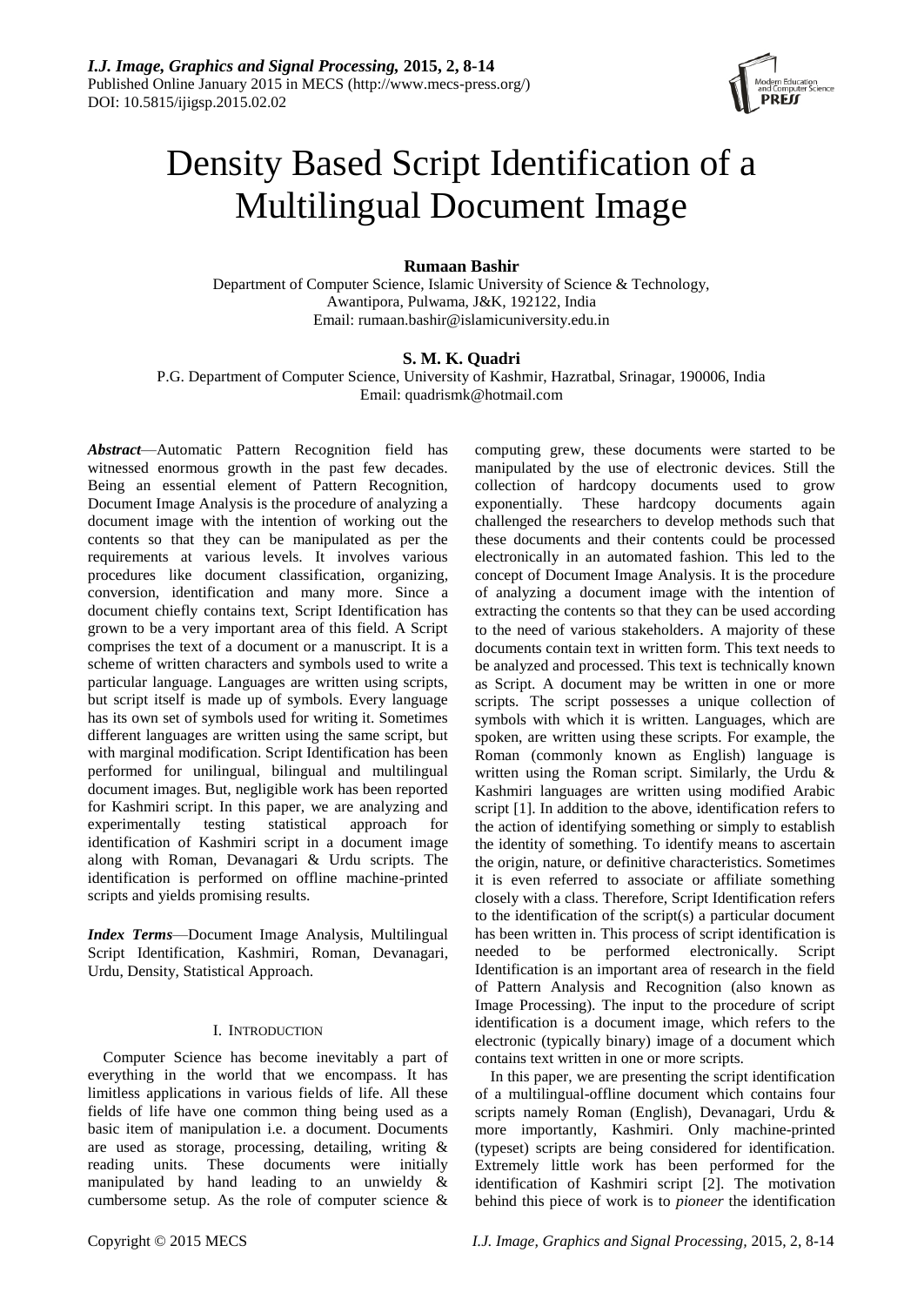# Density Based Script Identification of a Multilingual Document Image

**Rumaan Bashir**

Department of Computer Science, Islamic University of Science & Technology, Awantipora, Pulwama, J&K, 192122, India

Email: rumaan.bashir@islamicuniversity.edu.in

**S. M. K. Quadri**

P.G. Department of Computer Science, University of Kashmir, Hazratbal, Srinagar, 190006, India

Email: quadrismk@hotmail.com

***Abstract*****—**Automatic Pattern Recognition field has witnessed enormous growth in the past few decades. Being an essential element of Pattern Recognition, Document Image Analysis is the procedure of analyzing a document image with the intention of working out the contents so that they can be manipulated as per the requirements at various levels. It involves various procedures like document classification, organizing, conversion, identification and many more. Since a document chiefly contains text, Script Identification has grown to be a very important area of this field. A Script comprises the text of a document or a manuscript. It is a scheme of written characters and symbols used to write a particular language. Languages are written using scripts, but script itself is made up of symbols. Every language has its own set of symbols used for writing it. Sometimes different languages are written using the same script, but with marginal modification. Script Identification has been performed for unilingual, bilingual and multilingual document images. But, negligible work has been reported for Kashmiri script. In this paper, we are analyzing and experimentally testing statistical approach for identification of Kashmiri script in a document image along with Roman, Devanagari & Urdu scripts. The identification is performed on offline machine-printed scripts and yields promising results.

***Index Terms*****—**Document Image Analysis, Multilingual Script Identification, Kashmiri, Roman, Devanagari, Urdu, Density, Statistical Approach.

## I. INTRODUCTION

Computer Science has become inevitably a part of everything in the world that we encompass. It has limitless applications in various fields of life. All these fields of life have one common thing being used as a basic item of manipulation i.e. a document. Documents are used as storage, processing, detailing, writing & reading units. These documents were initially manipulated by hand leading to an unwieldy & cumbersome setup. As the role of computer science & computing grew, these documents were started to be manipulated by the use of electronic devices. Still the collection of hardcopy documents used to grow exponentially. These hardcopy documents again challenged the researchers to develop methods such that these documents and their contents could be processed electronically in an automated fashion. This led to the concept of Document Image Analysis. It is the procedure of analyzing a document image with the intention of extracting the contents so that they can be used according to the need of various stakeholders. A majority of these documents contain text in written form. This text needs to be analyzed and processed. This text is technically known as Script. A document may be written in one or more scripts. The script possesses a unique collection of symbols with which it is written. Languages, which are spoken, are written using these scripts. For example, the Roman (commonly known as English) language is written using the Roman script. Similarly, the Urdu & Kashmiri languages are written using modified Arabic script [1]. In addition to the above, identification refers to the action of identifying something or simply to establish the identity of something. To identify means to ascertain the origin, nature, or definitive characteristics. Sometimes it is even referred to associate or affiliate something closely with a class. Therefore, Script Identification refers to the identification of the script(s) a particular document has been written in. This process of script identification is needed to be performed electronically. Script Identification is an important area of research in the field of Pattern Analysis and Recognition (also known as Image Processing). The input to the procedure of script identification is a document image, which refers to the electronic (typically binary) image of a document which contains text written in one or more scripts.

In this paper, we are presenting the script identification of a multilingual-offline document which contains four scripts namely Roman (English), Devanagari, Urdu & more importantly, Kashmiri. Only machine-printed (typeset) scripts are being considered for identification. Extremely little work has been performed for the identification of Kashmiri script [2]. The motivation behind this piece of work is to *pioneer* the identification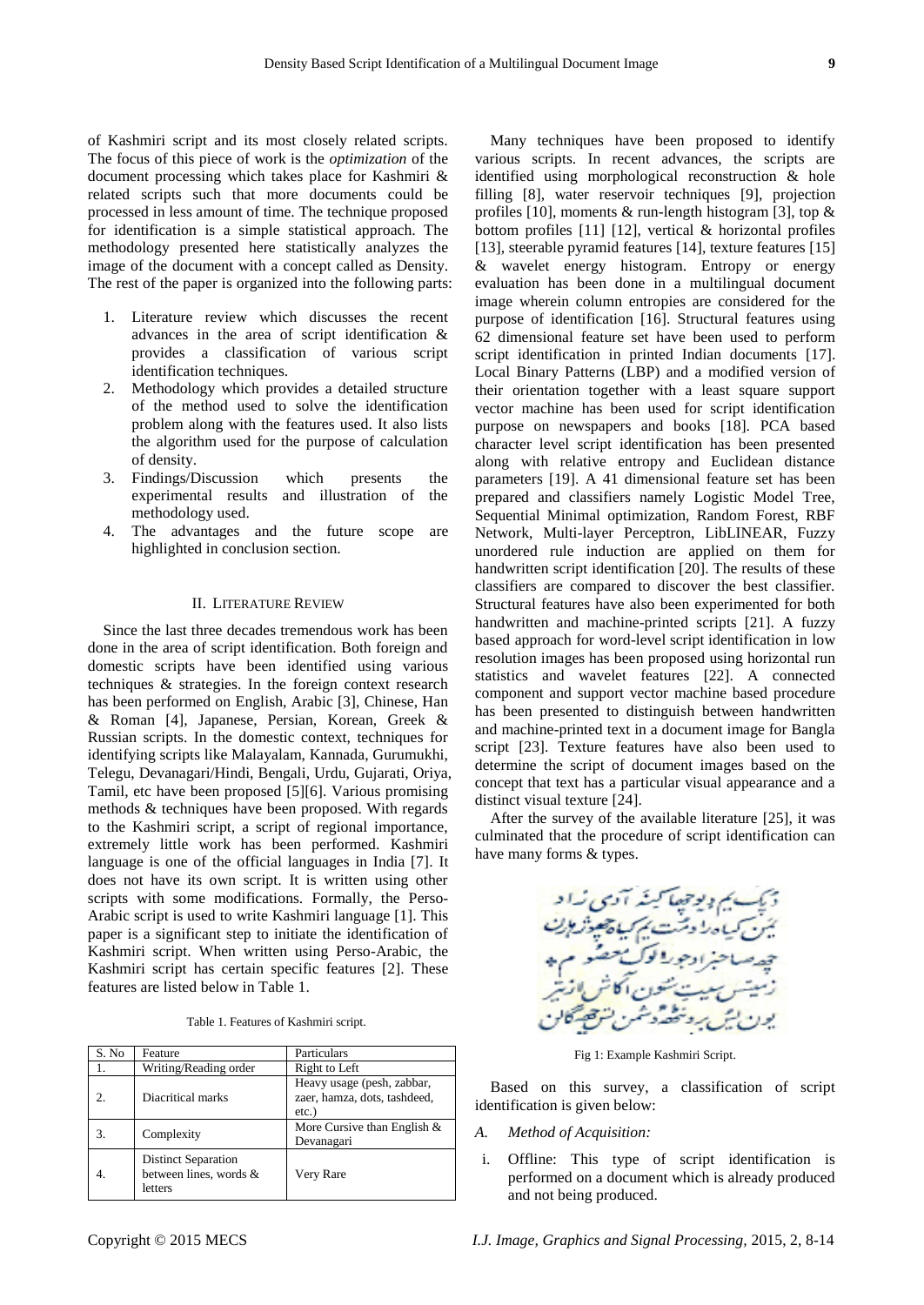of Kashmiri script and its most closely related scripts. The focus of this piece of work is the *optimization* of the document processing which takes place for Kashmiri & related scripts such that more documents could be processed in less amount of time. The technique proposed for identification is a simple statistical approach. The methodology presented here statistically analyzes the image of the document with a concept called as Density. The rest of the paper is organized into the following parts:

1. Literature review which discusses the recent advances in the area of script identification & provides a classification of various script identification techniques.
2. Methodology which provides a detailed structure of the method used to solve the identification problem along with the features used. It also lists the algorithm used for the purpose of calculation of density.
3. Findings/Discussion which presents the experimental results and illustration of the methodology used.
4. The advantages and the future scope are highlighted in conclusion section.

## II. Literature Review

Since the last three decades tremendous work has been done in the area of script identification. Both foreign and domestic scripts have been identified using various techniques & strategies. In the foreign context research has been performed on English, Arabic [3], Chinese, Han & Roman [4], Japanese, Persian, Korean, Greek & Russian scripts. In the domestic context, techniques for identifying scripts like Malayalam, Kannada, Gurumukhi, Telegu, Devanagari/Hindi, Bengali, Urdu, Gujarati, Oriya, Tamil, etc have been proposed [5][6]. Various promising methods & techniques have been proposed. With regards to the Kashmiri script, a script of regional importance, extremely little work has been performed. Kashmiri language is one of the official languages in India [7]. It does not have its own script. It is written using other scripts with some modifications. Formally, the Perso-Arabic script is used to write Kashmiri language [1]. This paper is a significant step to initiate the identification of Kashmiri script. When written using Perso-Arabic, the Kashmiri script has certain specific features [2]. These features are listed below in Table 1.

Table 1. Features of Kashmiri script.

| S. No | Feature | Particulars |
|---|---|---|
| 1. | Writing/Reading order | Right to Left |
| 2. | Diacritical marks | Heavy usage (pesh, zabbar, zaer, hamza, dots, tashdeed, etc.) |
| 3. | Complexity | More Cursive than English & Devanagari |
| 4. | Distinct Separation between lines, words & letters | Very Rare |

Many techniques have been proposed to identify various scripts. In recent advances, the scripts are identified using morphological reconstruction & hole filling [8], water reservoir techniques [9], projection profiles [10], moments & run-length histogram [3], top & bottom profiles [11] [12], vertical & horizontal profiles [13], steerable pyramid features [14], texture features [15] & wavelet energy histogram. Entropy or energy evaluation has been done in a multilingual document image wherein column entropies are considered for the purpose of identification [16]. Structural features using 62 dimensional feature set have been used to perform script identification in printed Indian documents [17]. Local Binary Patterns (LBP) and a modified version of their orientation together with a least square support vector machine has been used for script identification purpose on newspapers and books [18]. PCA based character level script identification has been presented along with relative entropy and Euclidean distance parameters [19]. A 41 dimensional feature set has been prepared and classifiers namely Logistic Model Tree, Sequential Minimal optimization, Random Forest, RBF Network, Multi-layer Perceptron, LibLINEAR, Fuzzy unordered rule induction are applied on them for handwritten script identification [20]. The results of these classifiers are compared to discover the best classifier. Structural features have also been experimented for both handwritten and machine-printed scripts [21]. A fuzzy based approach for word-level script identification in low resolution images has been proposed using horizontal run statistics and wavelet features [22]. A connected component and support vector machine based procedure has been presented to distinguish between handwritten and machine-printed text in a document image for Bangla script [23]. Texture features have also been used to determine the script of document images based on the concept that text has a particular visual appearance and a distinct visual texture [24].

After the survey of the available literature [25], it was culminated that the procedure of script identification can have many forms & types.

Fig 1: Example Kashmiri Script.

Based on this survey, a classification of script identification is given below:

*A. Method of Acquisition:*

i. Offline: This type of script identification is performed on a document which is already produced and not being produced.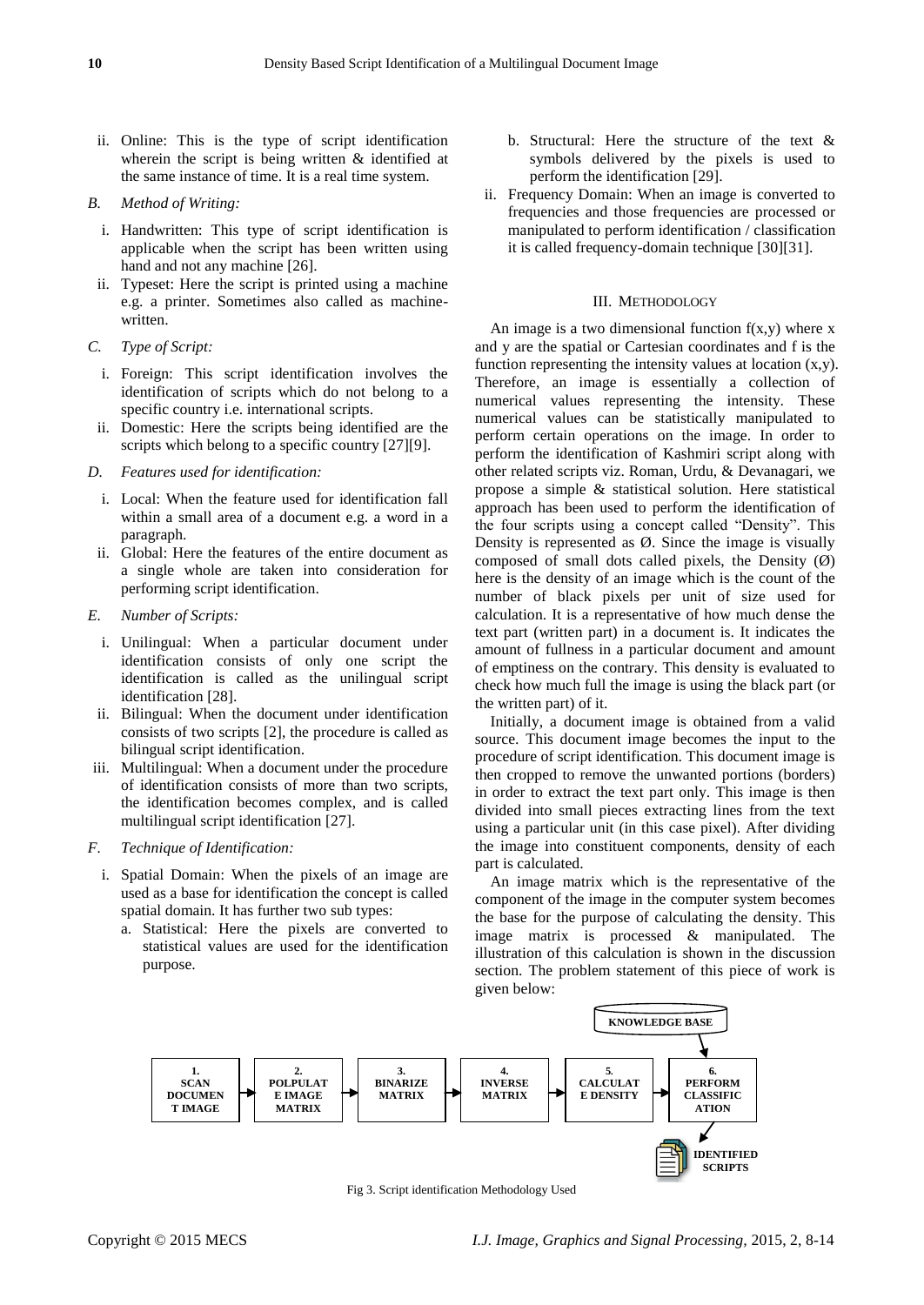ii. Online: This is the type of script identification wherein the script is being written & identified at the same instance of time. It is a real time system.

*B. Method of Writing:*

i. Handwritten: This type of script identification is applicable when the script has been written using hand and not any machine [26].

ii. Typeset: Here the script is printed using a machine e.g. a printer. Sometimes also called as machine-written.

*C. Type of Script:*

i. Foreign: This script identification involves the identification of scripts which do not belong to a specific country i.e. international scripts.

ii. Domestic: Here the scripts being identified are the scripts which belong to a specific country [27][9].

*D. Features used for identification:*

i. Local: When the feature used for identification fall within a small area of a document e.g. a word in a paragraph.

ii. Global: Here the features of the entire document as a single whole are taken into consideration for performing script identification.

*E. Number of Scripts:*

i. Unilingual: When a particular document under identification consists of only one script the identification is called as the unilingual script identification [28].

ii. Bilingual: When the document under identification consists of two scripts [2], the procedure is called as bilingual script identification.

iii. Multilingual: When a document under the procedure of identification consists of more than two scripts, the identification becomes complex, and is called multilingual script identification [27].

*F. Technique of Identification:*

i. Spatial Domain: When the pixels of an image are used as a base for identification the concept is called spatial domain. It has further two sub types:

   a. Statistical: Here the pixels are converted to statistical values are used for the identification purpose.

   b. Structural: Here the structure of the text & symbols delivered by the pixels is used to perform the identification [29].

ii. Frequency Domain: When an image is converted to frequencies and those frequencies are processed or manipulated to perform identification / classification it is called frequency-domain technique [30][31].

## III. Methodology

An image is a two dimensional function f(x,y) where x and y are the spatial or Cartesian coordinates and f is the function representing the intensity values at location (x,y). Therefore, an image is essentially a collection of numerical values representing the intensity. These numerical values can be statistically manipulated to perform certain operations on the image. In order to perform the identification of Kashmiri script along with other related scripts viz. Roman, Urdu, & Devanagari, we propose a simple & statistical solution. Here statistical approach has been used to perform the identification of the four scripts using a concept called "Density". This Density is represented as Ø. Since the image is visually composed of small dots called pixels, the Density (Ø) here is the density of an image which is the count of the number of black pixels per unit of size used for calculation. It is a representative of how much dense the text part (written part) in a document is. It indicates the amount of fullness in a particular document and amount of emptiness on the contrary. This density is evaluated to check how much full the image is using the black part (or the written part) of it.

Initially, a document image is obtained from a valid source. This document image becomes the input to the procedure of script identification. This document image is then cropped to remove the unwanted portions (borders) in order to extract the text part only. This image is then divided into small pieces extracting lines from the text using a particular unit (in this case pixel). After dividing the image into constituent components, density of each part is calculated.

An image matrix which is the representative of the component of the image in the computer system becomes the base for the purpose of calculating the density. This image matrix is processed & manipulated. The illustration of this calculation is shown in the discussion section. The problem statement of this piece of work is given below:

1. SCAN DOCUMENT IMAGE → 2. POLPULATE IMAGE MATRIX → 3. BINARIZE MATRIX → 4. INVERSE MATRIX → 5. CALCULATE DENSITY → 6. PERFORM CLASSIFICATION (KNOWLEDGE BASE) → IDENTIFIED SCRIPTS

Fig 3. Script identification Methodology Used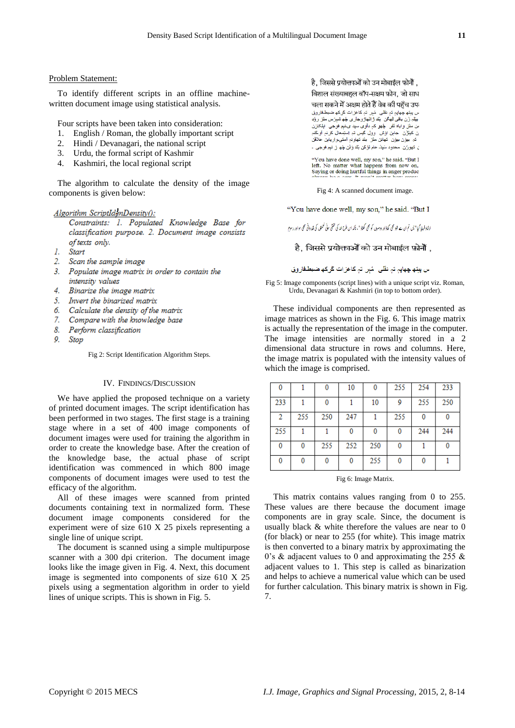Problem Statement:

To identify different scripts in an offline machine-written document image using statistical analysis.

Four scripts have been taken into consideration:

1. English / Roman, the globally important script
2. Hindi / Devanagari, the national script
3. Urdu, the formal script of Kashmir
4. Kashmiri, the local regional script

The algorithm to calculate the density of the image components is given below:

*Algorithm ScriptIdenDensity():*

*Constraints: 1. Populated Knowledge Base for classification purpose. 2. Document image consists of texts only.*

1. *Start*
2. *Scan the sample image*
3. *Populate image matrix in order to contain the intensity values*
4. *Binarize the image matrix*
5. *Invert the binarized matrix*
6. *Calculate the density of the matrix*
7. *Compare with the knowledge base*
8. *Perform classification*
9. *Stop*

Fig 2: Script Identification Algorithm Steps.

## IV. Findings/Discussion

We have applied the proposed technique on a variety of printed document images. The script identification has been performed in two stages. The first stage is a training stage where in a set of 400 image components of document images were used for training the algorithm in order to create the knowledge base. After the creation of the knowledge base, the actual phase of script identification was commenced in which 800 image components of document images were used to test the efficacy of the algorithm.

All of these images were scanned from printed documents containing text in normalized form. These document image components considered for the experiment were of size 610 X 25 pixels representing a single line of unique script.

The document is scanned using a simple multipurpose scanner with a 300 dpi criterion. The document image looks like the image given in Fig. 4. Next, this document image is segmented into components of size 610 X 25 pixels using a segmentation algorithm in order to yield lines of unique scripts. This is shown in Fig. 5.

Fig 4: A scanned document image.

Fig 5: Image components (script lines) with a unique script viz. Roman, Urdu, Devanagari & Kashmiri (in top to bottom order).

These individual components are then represented as image matrices as shown in the Fig. 6. This image matrix is actually the representation of the image in the computer. The image intensities are normally stored in a 2 dimensional data structure in rows and columns. Here, the image matrix is populated with the intensity values of which the image is comprised.

| | | | | | | | |
|---|---|---|---|---|---|---|---|
| 0 | 1 | 0 | 10 | 0 | 255 | 254 | 233 |
| 233 | 1 | 0 | 1 | 10 | 9 | 255 | 250 |
| 2 | 255 | 250 | 247 | 1 | 255 | 0 | 0 |
| 255 | 1 | 1 | 0 | 0 | 0 | 244 | 244 |
| 0 | 0 | 255 | 252 | 250 | 0 | 1 | 0 |
| 0 | 0 | 0 | 0 | 255 | 0 | 0 | 1 |

Fig 6: Image Matrix.

This matrix contains values ranging from 0 to 255. These values are there because the document image components are in gray scale. Since, the document is usually black & white therefore the values are near to 0 (for black) or near to 255 (for white). This image matrix is then converted to a binary matrix by approximating the 0's & adjacent values to 0 and approximating the 255 & adjacent values to 1. This step is called as binarization and helps to achieve a numerical value which can be used for further calculation. This binary matrix is shown in Fig. 7.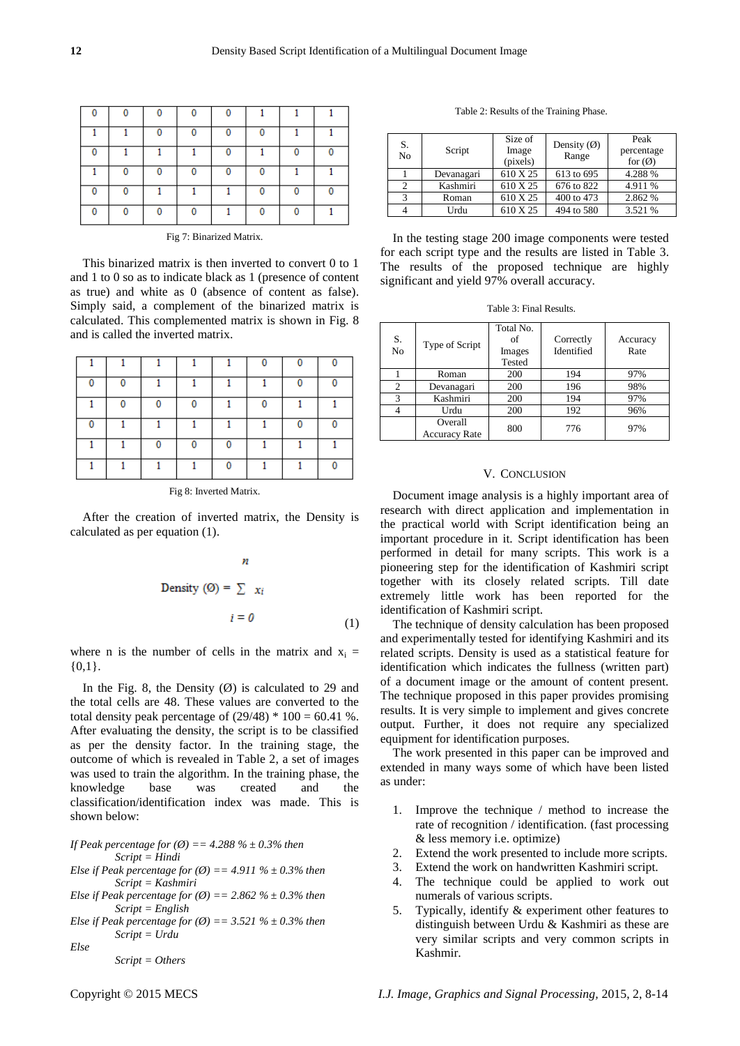| 0 | 0 | 0 | 0 | 0 | 1 | 1 | 1 |
|---|---|---|---|---|---|---|---|
| 1 | 1 | 0 | 0 | 0 | 0 | 1 | 1 |
| 0 | 1 | 1 | 1 | 0 | 1 | 0 | 0 |
| 1 | 0 | 0 | 0 | 0 | 0 | 1 | 1 |
| 0 | 0 | 1 | 1 | 1 | 0 | 0 | 0 |
| 0 | 0 | 0 | 0 | 1 | 0 | 0 | 1 |

Fig 7: Binarized Matrix.

This binarized matrix is then inverted to convert 0 to 1 and 1 to 0 so as to indicate black as 1 (presence of content as true) and white as 0 (absence of content as false). Simply said, a complement of the binarized matrix is calculated. This complemented matrix is shown in Fig. 8 and is called the inverted matrix.

| 1 | 1 | 1 | 1 | 1 | 0 | 0 | 0 |
|---|---|---|---|---|---|---|---|
| 0 | 0 | 1 | 1 | 1 | 1 | 0 | 0 |
| 1 | 0 | 0 | 0 | 1 | 0 | 1 | 1 |
| 0 | 1 | 1 | 1 | 1 | 1 | 0 | 0 |
| 1 | 1 | 0 | 0 | 0 | 1 | 1 | 1 |
| 1 | 1 | 1 | 1 | 0 | 1 | 1 | 0 |

Fig 8: Inverted Matrix.

After the creation of inverted matrix, the Density is calculated as per equation (1).

$$\text{Density } (\emptyset) = \sum_{i=0}^{n} x_i \quad (1)$$

where n is the number of cells in the matrix and $x_i = \{0,1\}$.

In the Fig. 8, the Density (Ø) is calculated to 29 and the total cells are 48. These values are converted to the total density peak percentage of (29/48) * 100 = 60.41 %. After evaluating the density, the script is to be classified as per the density factor. In the training stage, the outcome of which is revealed in Table 2, a set of images was used to train the algorithm. In the training phase, the knowledge base was created and the classification/identification index was made. This is shown below:

*If Peak percentage for (Ø) == 4.288 % ± 0.3% then*
*Script = Hindi*
*Else if Peak percentage for (Ø) == 4.911 % ± 0.3% then*
*Script = Kashmiri*
*Else if Peak percentage for (Ø) == 2.862 % ± 0.3% then*
*Script = English*
*Else if Peak percentage for (Ø) == 3.521 % ± 0.3% then*
*Script = Urdu*
*Else*
*Script = Others*

Table 2: Results of the Training Phase.

| S. No | Script | Size of Image (pixels) | Density (Ø) Range | Peak percentage for (Ø) |
|---|---|---|---|---|
| 1 | Devanagari | 610 X 25 | 613 to 695 | 4.288 % |
| 2 | Kashmiri | 610 X 25 | 676 to 822 | 4.911 % |
| 3 | Roman | 610 X 25 | 400 to 473 | 2.862 % |
| 4 | Urdu | 610 X 25 | 494 to 580 | 3.521 % |

In the testing stage 200 image components were tested for each script type and the results are listed in Table 3. The results of the proposed technique are highly significant and yield 97% overall accuracy.

Table 3: Final Results.

| S. No | Type of Script | Total No. of Images Tested | Correctly Identified | Accuracy Rate |
|---|---|---|---|---|
| 1 | Roman | 200 | 194 | 97% |
| 2 | Devanagari | 200 | 196 | 98% |
| 3 | Kashmiri | 200 | 194 | 97% |
| 4 | Urdu | 200 | 192 | 96% |
| | Overall Accuracy Rate | 800 | 776 | 97% |

## V. Conclusion

Document image analysis is a highly important area of research with direct application and implementation in the practical world with Script identification being an important procedure in it. Script identification has been performed in detail for many scripts. This work is a pioneering step for the identification of Kashmiri script together with its closely related scripts. Till date extremely little work has been reported for the identification of Kashmiri script.

The technique of density calculation has been proposed and experimentally tested for identifying Kashmiri and its related scripts. Density is used as a statistical feature for identification which indicates the fullness (written part) of a document image or the amount of content present. The technique proposed in this paper provides promising results. It is very simple to implement and gives concrete output. Further, it does not require any specialized equipment for identification purposes.

The work presented in this paper can be improved and extended in many ways some of which have been listed as under:

1. Improve the technique / method to increase the rate of recognition / identification. (fast processing & less memory i.e. optimize)
2. Extend the work presented to include more scripts.
3. Extend the work on handwritten Kashmiri script.
4. The technique could be applied to work out numerals of various scripts.
5. Typically, identify & experiment other features to distinguish between Urdu & Kashmiri as these are very similar scripts and very common scripts in Kashmir.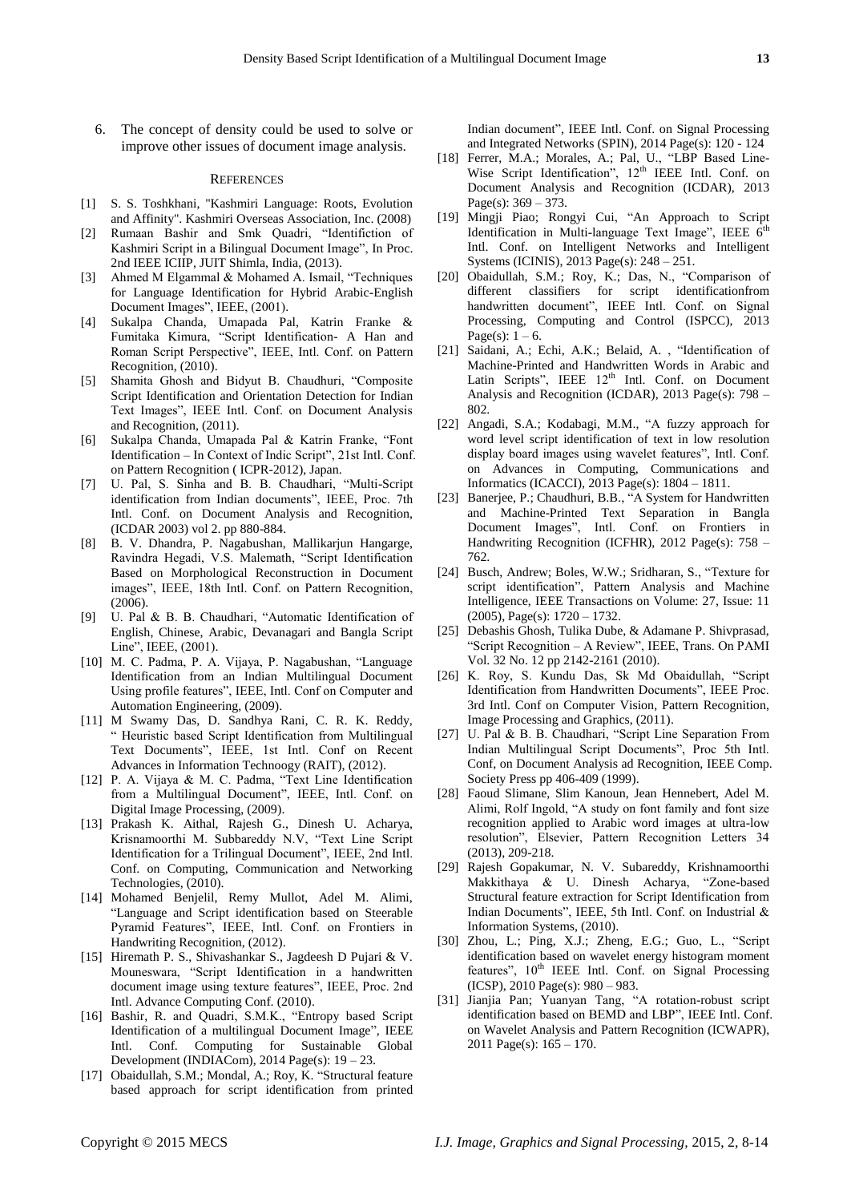6. The concept of density could be used to solve or improve other issues of document image analysis.

## REFERENCES

[1] S. S. Toshkhani, "Kashmiri Language: Roots, Evolution and Affinity". Kashmiri Overseas Association, Inc. (2008)

[2] Rumaan Bashir and Smk Quadri, "Identifiction of Kashmiri Script in a Bilingual Document Image", In Proc. 2nd IEEE ICIIP, JUIT Shimla, India, (2013).

[3] Ahmed M Elgammal & Mohamed A. Ismail, "Techniques for Language Identification for Hybrid Arabic-English Document Images", IEEE, (2001).

[4] Sukalpa Chanda, Umapada Pal, Katrin Franke & Fumitaka Kimura, "Script Identification- A Han and Roman Script Perspective", IEEE, Intl. Conf. on Pattern Recognition, (2010).

[5] Shamita Ghosh and Bidyut B. Chaudhuri, "Composite Script Identification and Orientation Detection for Indian Text Images", IEEE Intl. Conf. on Document Analysis and Recognition, (2011).

[6] Sukalpa Chanda, Umapada Pal & Katrin Franke, "Font Identification – In Context of Indic Script", 21st Intl. Conf. on Pattern Recognition ( ICPR-2012), Japan.

[7] U. Pal, S. Sinha and B. B. Chaudhari, "Multi-Script identification from Indian documents", IEEE, Proc. 7th Intl. Conf. on Document Analysis and Recognition, (ICDAR 2003) vol 2. pp 880-884.

[8] B. V. Dhandra, P. Nagabushan, Mallikarjun Hangarge, Ravindra Hegadi, V.S. Malemath, "Script Identification Based on Morphological Reconstruction in Document images", IEEE, 18th Intl. Conf. on Pattern Recognition, (2006).

[9] U. Pal & B. B. Chaudhari, "Automatic Identification of English, Chinese, Arabic, Devanagari and Bangla Script Line", IEEE, (2001).

[10] M. C. Padma, P. A. Vijaya, P. Nagabushan, "Language Identification from an Indian Multilingual Document Using profile features", IEEE, Intl. Conf on Computer and Automation Engineering, (2009).

[11] M Swamy Das, D. Sandhya Rani, C. R. K. Reddy, " Heuristic based Script Identification from Multilingual Text Documents", IEEE, 1st Intl. Conf on Recent Advances in Information Technoogy (RAIT), (2012).

[12] P. A. Vijaya & M. C. Padma, "Text Line Identification from a Multilingual Document", IEEE, Intl. Conf. on Digital Image Processing, (2009).

[13] Prakash K. Aithal, Rajesh G., Dinesh U. Acharya, Krisnamoorthi M. Subbareddy N.V, "Text Line Script Identification for a Trilingual Document", IEEE, 2nd Intl. Conf. on Computing, Communication and Networking Technologies, (2010).

[14] Mohamed Benjelil, Remy Mullot, Adel M. Alimi, "Language and Script identification based on Steerable Pyramid Features", IEEE, Intl. Conf. on Frontiers in Handwriting Recognition, (2012).

[15] Hiremath P. S., Shivashankar S., Jagdeesh D Pujari & V. Mouneswara, "Script Identification in a handwritten document image using texture features", IEEE, Proc. 2nd Intl. Advance Computing Conf. (2010).

[16] Bashir, R. and Quadri, S.M.K., "Entropy based Script Identification of a multilingual Document Image", IEEE Intl. Conf. Computing for Sustainable Global Development (INDIACom), 2014 Page(s): 19 – 23.

[17] Obaidullah, S.M.; Mondal, A.; Roy, K. "Structural feature based approach for script identification from printed Indian document", IEEE Intl. Conf. on Signal Processing and Integrated Networks (SPIN), 2014 Page(s): 120 - 124

[18] Ferrer, M.A.; Morales, A.; Pal, U., "LBP Based Line-Wise Script Identification", 12th IEEE Intl. Conf. on Document Analysis and Recognition (ICDAR), 2013 Page(s): 369 – 373.

[19] Mingji Piao; Rongyi Cui, "An Approach to Script Identification in Multi-language Text Image", IEEE 6th Intl. Conf. on Intelligent Networks and Intelligent Systems (ICINIS), 2013 Page(s): 248 – 251.

[20] Obaidullah, S.M.; Roy, K.; Das, N., "Comparison of different classifiers for script identificationfrom handwritten document", IEEE Intl. Conf. on Signal Processing, Computing and Control (ISPCC), 2013 Page(s): 1 – 6.

[21] Saidani, A.; Echi, A.K.; Belaid, A. , "Identification of Machine-Printed and Handwritten Words in Arabic and Latin Scripts", IEEE 12th Intl. Conf. on Document Analysis and Recognition (ICDAR), 2013 Page(s): 798 – 802.

[22] Angadi, S.A.; Kodabagi, M.M., "A fuzzy approach for word level script identification of text in low resolution display board images using wavelet features", Intl. Conf. on Advances in Computing, Communications and Informatics (ICACCI), 2013 Page(s): 1804 – 1811.

[23] Banerjee, P.; Chaudhuri, B.B., "A System for Handwritten and Machine-Printed Text Separation in Bangla Document Images", Intl. Conf. on Frontiers in Handwriting Recognition (ICFHR), 2012 Page(s): 758 – 762.

[24] Busch, Andrew; Boles, W.W.; Sridharan, S., "Texture for script identification", Pattern Analysis and Machine Intelligence, IEEE Transactions on Volume: 27, Issue: 11 (2005), Page(s): 1720 – 1732.

[25] Debashis Ghosh, Tulika Dube, & Adamane P. Shivprasad, "Script Recognition – A Review", IEEE, Trans. On PAMI Vol. 32 No. 12 pp 2142-2161 (2010).

[26] K. Roy, S. Kundu Das, Sk Md Obaidullah, "Script Identification from Handwritten Documents", IEEE Proc. 3rd Intl. Conf on Computer Vision, Pattern Recognition, Image Processing and Graphics, (2011).

[27] U. Pal & B. B. Chaudhari, "Script Line Separation From Indian Multilingual Script Documents", Proc 5th Intl. Conf, on Document Analysis ad Recognition, IEEE Comp. Society Press pp 406-409 (1999).

[28] Faoud Slimane, Slim Kanoun, Jean Hennebert, Adel M. Alimi, Rolf Ingold, "A study on font family and font size recognition applied to Arabic word images at ultra-low resolution", Elsevier, Pattern Recognition Letters 34 (2013), 209-218.

[29] Rajesh Gopakumar, N. V. Subareddy, Krishnamoorthi Makkithaya & U. Dinesh Acharya, "Zone-based Structural feature extraction for Script Identification from Indian Documents", IEEE, 5th Intl. Conf. on Industrial & Information Systems, (2010).

[30] Zhou, L.; Ping, X.J.; Zheng, E.G.; Guo, L., "Script identification based on wavelet energy histogram moment features", 10th IEEE Intl. Conf. on Signal Processing (ICSP), 2010 Page(s): 980 – 983.

[31] Jianjia Pan; Yuanyan Tang, "A rotation-robust script identification based on BEMD and LBP", IEEE Intl. Conf. on Wavelet Analysis and Pattern Recognition (ICWAPR), 2011 Page(s): 165 – 170.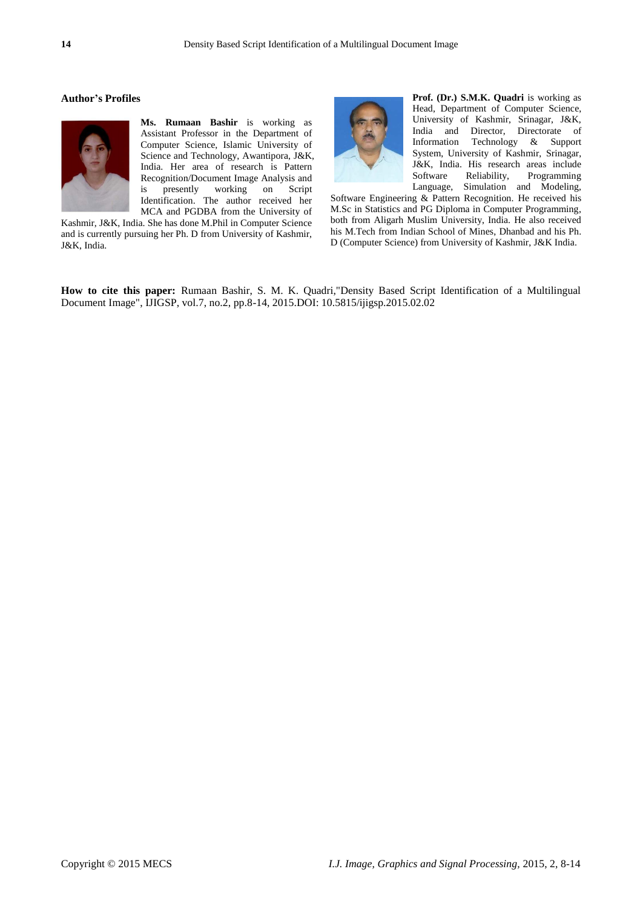**Author's Profiles**

**Ms. Rumaan Bashir** is working as Assistant Professor in the Department of Computer Science, Islamic University of Science and Technology, Awantipora, J&K, India. Her area of research is Pattern Recognition/Document Image Analysis and is presently working on Script Identification. The author received her MCA and PGDBA from the University of Kashmir, J&K, India. She has done M.Phil in Computer Science and is currently pursuing her Ph. D from University of Kashmir, J&K, India.

**Prof. (Dr.) S.M.K. Quadri** is working as Head, Department of Computer Science, University of Kashmir, Srinagar, J&K, India and Director, Directorate of Information Technology & Support System, University of Kashmir, Srinagar, J&K, India. His research areas include Software Reliability, Programming Language, Simulation and Modeling, Software Engineering & Pattern Recognition. He received his M.Sc in Statistics and PG Diploma in Computer Programming, both from Aligarh Muslim University, India. He also received his M.Tech from Indian School of Mines, Dhanbad and his Ph. D (Computer Science) from University of Kashmir, J&K India.

**How to cite this paper:** Rumaan Bashir, S. M. K. Quadri,"Density Based Script Identification of a Multilingual Document Image", IJIGSP, vol.7, no.2, pp.8-14, 2015.DOI: 10.5815/ijigsp.2015.02.02